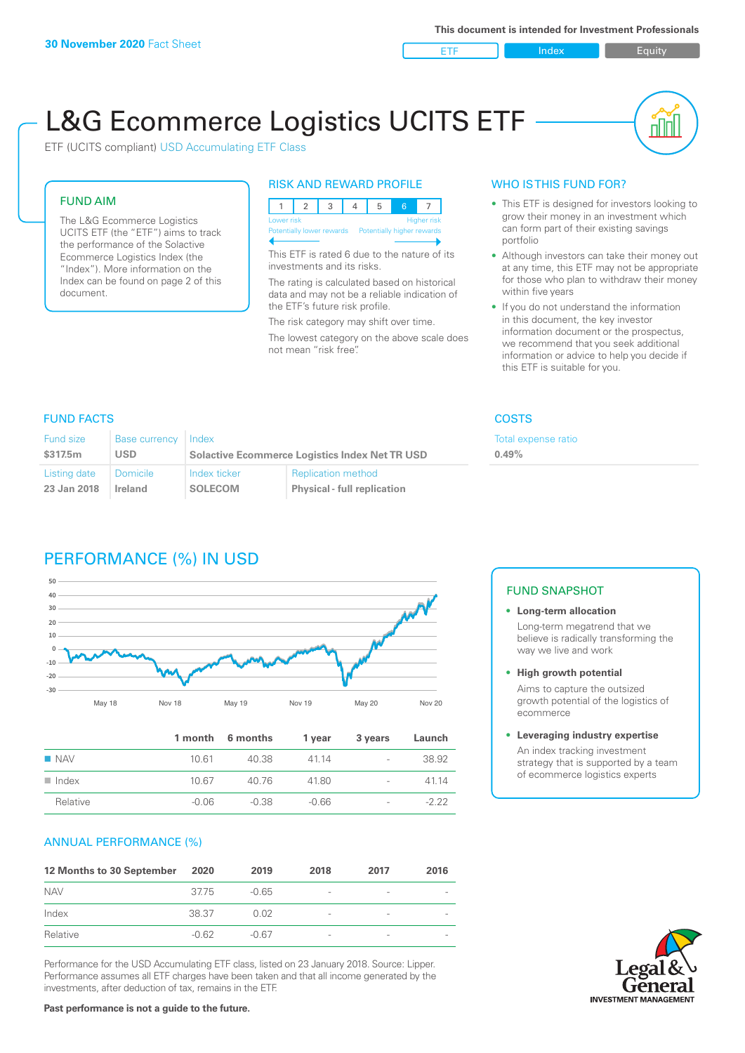30 November 2020 Fact Sheet

This document is intended for Investment Professionals

ETF | Index | Equity

# L&G Ecommerce Logistics UCITS ETF

ETF (UCITS compliant) USD Accumulating ETF Class

## FUND AIM

The L&G Ecommerce Logistics UCITS ETF (the "ETF") aims to track the performance of the Solactive Ecommerce Logistics Index (the "Index"). More information on the Index can be found on page 2 of this document.

## RISK AND REWARD PROFILE

| 1 | 2 | 3 | 4 | 5 | 6 | 7 |
|---|---|---|---|---|---|---|

Lower risk — Higher risk
Potentially lower rewards — Potentially higher rewards

This ETF is rated 6 due to the nature of its investments and its risks.

The rating is calculated based on historical data and may not be a reliable indication of the ETF's future risk profile.

The risk category may shift over time.

The lowest category on the above scale does not mean "risk free".

## WHO IS THIS FUND FOR?

- This ETF is designed for investors looking to grow their money in an investment which can form part of their existing savings portfolio
- Although investors can take their money out at any time, this ETF may not be appropriate for those who plan to withdraw their money within five years
- If you do not understand the information in this document, the key investor information document or the prospectus, we recommend that you seek additional information or advice to help you decide if this ETF is suitable for you.

## FUND FACTS

| Fund size | Base currency | Index | |
|---|---|---|---|
| $317.5m | USD | Solactive Ecommerce Logistics Index Net TR USD | |
| **Listing date** | **Domicile** | **Index ticker** | **Replication method** |
| 23 Jan 2018 | Ireland | SOLECOM | Physical - full replication |

## COSTS

| Total expense ratio |
|---|
| 0.49% |

## PERFORMANCE (%) IN USD

| | 1 month | 6 months | 1 year | 3 years | Launch |
|---|---|---|---|---|---|
| NAV | 10.61 | 40.38 | 41.14 | - | 38.92 |
| Index | 10.67 | 40.76 | 41.80 | - | 41.14 |
| Relative | -0.06 | -0.38 | -0.66 | - | -2.22 |

## ANNUAL PERFORMANCE (%)

| 12 Months to 30 September | 2020 | 2019 | 2018 | 2017 | 2016 |
|---|---|---|---|---|---|
| NAV | 37.75 | -0.65 | - | - | - |
| Index | 38.37 | 0.02 | - | - | - |
| Relative | -0.62 | -0.67 | - | - | - |

Performance for the USD Accumulating ETF class, listed on 23 January 2018. Source: Lipper. Performance assumes all ETF charges have been taken and that all income generated by the investments, after deduction of tax, remains in the ETF.

**Past performance is not a guide to the future.**

## FUND SNAPSHOT

- **Long-term allocation**
  Long-term megatrend that we believe is radically transforming the way we live and work
- **High growth potential**
  Aims to capture the outsized growth potential of the logistics of ecommerce
- **Leveraging industry expertise**
  An index tracking investment strategy that is supported by a team of ecommerce logistics experts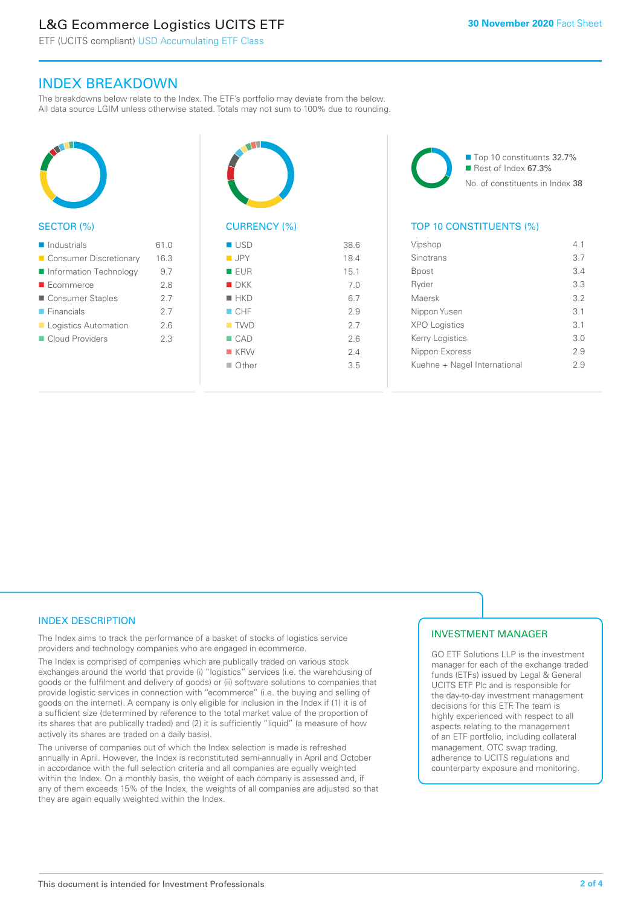## INDEX BREAKDOWN

The breakdowns below relate to the Index. The ETF's portfolio may deviate from the below. All data source LGIM unless otherwise stated. Totals may not sum to 100% due to rounding.

### SECTOR (%)

| Sector | % |
|---|---|
| Industrials | 61.0 |
| Consumer Discretionary | 16.3 |
| Information Technology | 9.7 |
| Ecommerce | 2.8 |
| Consumer Staples | 2.7 |
| Financials | 2.7 |
| Logistics Automation | 2.6 |
| Cloud Providers | 2.3 |

### CURRENCY (%)

| Currency | % |
|---|---|
| USD | 38.6 |
| JPY | 18.4 |
| EUR | 15.1 |
| DKK | 7.0 |
| HKD | 6.7 |
| CHF | 2.9 |
| TWD | 2.7 |
| CAD | 2.6 |
| KRW | 2.4 |
| Other | 3.5 |

Top 10 constituents 32.7%
Rest of Index 67.3%
No. of constituents in Index 38

### TOP 10 CONSTITUENTS (%)

| Constituent | % |
|---|---|
| Vipshop | 4.1 |
| Sinotrans | 3.7 |
| Bpost | 3.4 |
| Ryder | 3.3 |
| Maersk | 3.2 |
| Nippon Yusen | 3.1 |
| XPO Logistics | 3.1 |
| Kerry Logistics | 3.0 |
| Nippon Express | 2.9 |
| Kuehne + Nagel International | 2.9 |

## INDEX DESCRIPTION

The Index aims to track the performance of a basket of stocks of logistics service providers and technology companies who are engaged in ecommerce.

The Index is comprised of companies which are publically traded on various stock exchanges around the world that provide (i) "logistics" services (i.e. the warehousing of goods or the fulfilment and delivery of goods) or (ii) software solutions to companies that provide logistic services in connection with "ecommerce" (i.e. the buying and selling of goods on the internet). A company is only eligible for inclusion in the Index if (1) it is of a sufficient size (determined by reference to the total market value of the proportion of its shares that are publically traded) and (2) it is sufficiently "liquid" (a measure of how actively its shares are traded on a daily basis).

The universe of companies out of which the Index selection is made is refreshed annually in April. However, the Index is reconstituted semi-annually in April and October in accordance with the full selection criteria and all companies are equally weighted within the Index. On a monthly basis, the weight of each company is assessed and, if any of them exceeds 15% of the Index, the weights of all companies are adjusted so that they are again equally weighted within the Index.

## INVESTMENT MANAGER

GO ETF Solutions LLP is the investment manager for each of the exchange traded funds (ETFs) issued by Legal & General UCITS ETF Plc and is responsible for the day-to-day investment management decisions for this ETF. The team is highly experienced with respect to all aspects relating to the management of an ETF portfolio, including collateral management, OTC swap trading, adherence to UCITS regulations and counterparty exposure and monitoring.

This document is intended for Investment Professionals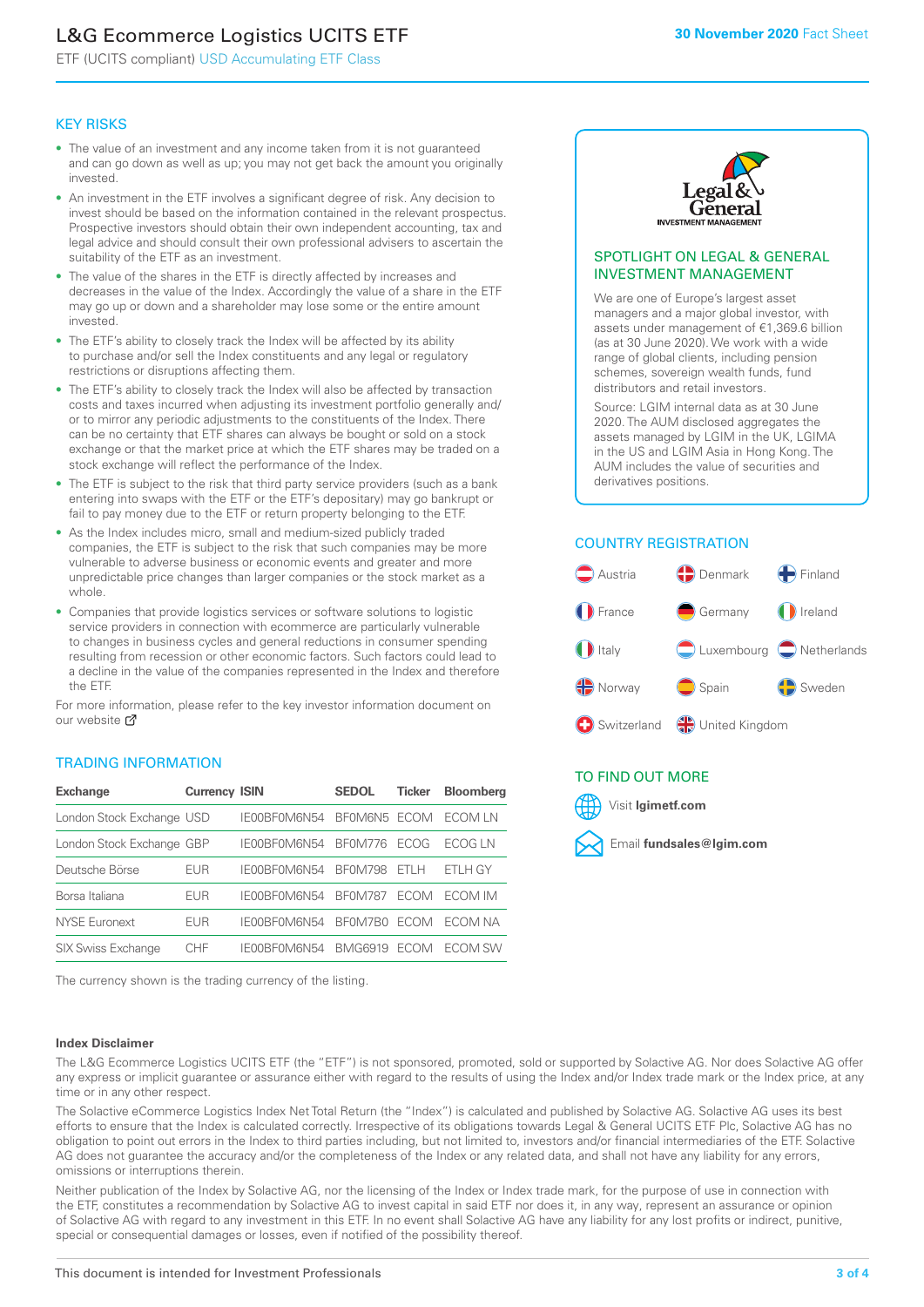# L&G Ecommerce Logistics UCITS ETF

ETF (UCITS compliant) USD Accumulating ETF Class

**30 November 2020** Fact Sheet

## KEY RISKS

- The value of an investment and any income taken from it is not guaranteed and can go down as well as up; you may not get back the amount you originally invested.
- An investment in the ETF involves a significant degree of risk. Any decision to invest should be based on the information contained in the relevant prospectus. Prospective investors should obtain their own independent accounting, tax and legal advice and should consult their own professional advisers to ascertain the suitability of the ETF as an investment.
- The value of the shares in the ETF is directly affected by increases and decreases in the value of the Index. Accordingly the value of a share in the ETF may go up or down and a shareholder may lose some or the entire amount invested.
- The ETF's ability to closely track the Index will be affected by its ability to purchase and/or sell the Index constituents and any legal or regulatory restrictions or disruptions affecting them.
- The ETF's ability to closely track the Index will also be affected by transaction costs and taxes incurred when adjusting its investment portfolio generally and/or to mirror any periodic adjustments to the constituents of the Index. There can be no certainty that ETF shares can always be bought or sold on a stock exchange or that the market price at which the ETF shares may be traded on a stock exchange will reflect the performance of the Index.
- The ETF is subject to the risk that third party service providers (such as a bank entering into swaps with the ETF or the ETF's depositary) may go bankrupt or fail to pay money due to the ETF or return property belonging to the ETF.
- As the Index includes micro, small and medium-sized publicly traded companies, the ETF is subject to the risk that such companies may be more vulnerable to adverse business or economic events and greater and more unpredictable price changes than larger companies or the stock market as a whole.
- Companies that provide logistics services or software solutions to logistic service providers in connection with ecommerce are particularly vulnerable to changes in business cycles and general reductions in consumer spending resulting from recession or other economic factors. Such factors could lead to a decline in the value of the companies represented in the Index and therefore the ETF.

For more information, please refer to the key investor information document on our website

## TRADING INFORMATION

| Exchange | Currency | ISIN | SEDOL | Ticker | Bloomberg |
|---|---|---|---|---|---|
| London Stock Exchange | USD | IE00BF0M6N54 | BF0M6N5 | ECOM | ECOM LN |
| London Stock Exchange | GBP | IE00BF0M6N54 | BF0M776 | ECOG | ECOG LN |
| Deutsche Börse | EUR | IE00BF0M6N54 | BF0M798 | ETLH | ETLH GY |
| Borsa Italiana | EUR | IE00BF0M6N54 | BF0M787 | ECOM | ECOM IM |
| NYSE Euronext | EUR | IE00BF0M6N54 | BF0M7B0 | ECOM | ECOM NA |
| SIX Swiss Exchange | CHF | IE00BF0M6N54 | BMG6919 | ECOM | ECOM SW |

The currency shown is the trading currency of the listing.

## SPOTLIGHT ON LEGAL & GENERAL INVESTMENT MANAGEMENT

We are one of Europe's largest asset managers and a major global investor, with assets under management of €1,369.6 billion (as at 30 June 2020). We work with a wide range of global clients, including pension schemes, sovereign wealth funds, fund distributors and retail investors.

Source: LGIM internal data as at 30 June 2020. The AUM disclosed aggregates the assets managed by LGIM in the UK, LGIMA in the US and LGIM Asia in Hong Kong. The AUM includes the value of securities and derivatives positions.

## COUNTRY REGISTRATION

Austria, Denmark, Finland, France, Germany, Ireland, Italy, Luxembourg, Netherlands, Norway, Spain, Sweden, Switzerland, United Kingdom

## TO FIND OUT MORE

Visit **lgimetf.com**

Email **fundsales@lgim.com**

### Index Disclaimer

The L&G Ecommerce Logistics UCITS ETF (the "ETF") is not sponsored, promoted, sold or supported by Solactive AG. Nor does Solactive AG offer any express or implicit guarantee or assurance either with regard to the results of using the Index and/or Index trade mark or the Index price, at any time or in any other respect.

The Solactive eCommerce Logistics Index Net Total Return (the "Index") is calculated and published by Solactive AG. Solactive AG uses its best efforts to ensure that the Index is calculated correctly. Irrespective of its obligations towards Legal & General UCITS ETF Plc, Solactive AG has no obligation to point out errors in the Index to third parties including, but not limited to, investors and/or financial intermediaries of the ETF. Solactive AG does not guarantee the accuracy and/or the completeness of the Index or any related data, and shall not have any liability for any errors, omissions or interruptions therein.

Neither publication of the Index by Solactive AG, nor the licensing of the Index or Index trade mark, for the purpose of use in connection with the ETF, constitutes a recommendation by Solactive AG to invest capital in said ETF nor does it, in any way, represent an assurance or opinion of Solactive AG with regard to any investment in this ETF. In no event shall Solactive AG have any liability for any lost profits or indirect, punitive, special or consequential damages or losses, even if notified of the possibility thereof.

This document is intended for Investment Professionals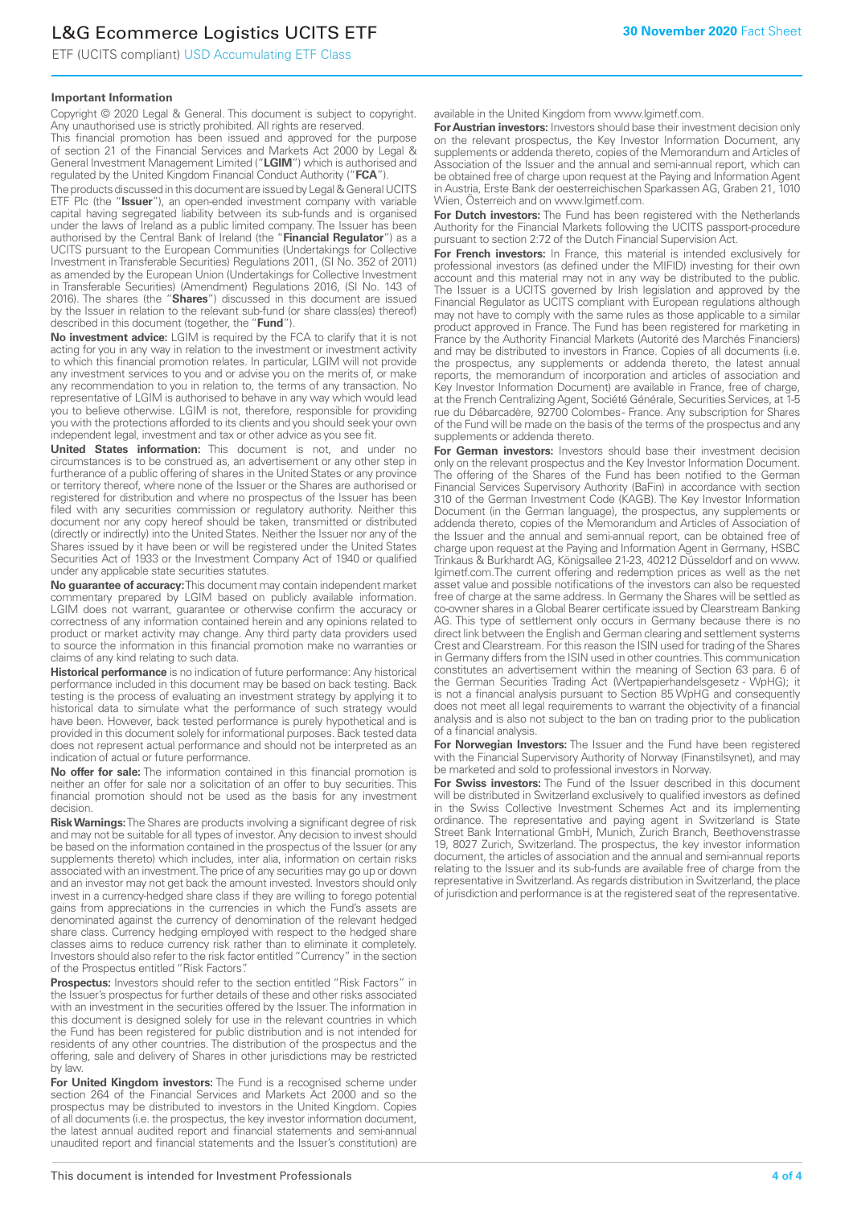## Important Information

Copyright © 2020 Legal & General. This document is subject to copyright. Any unauthorised use is strictly prohibited. All rights are reserved.

This financial promotion has been issued and approved for the purpose of section 21 of the Financial Services and Markets Act 2000 by Legal & General Investment Management Limited ("**LGIM**") which is authorised and regulated by the United Kingdom Financial Conduct Authority ("**FCA**").

The products discussed in this document are issued by Legal & General UCITS ETF Plc (the "**Issuer**"), an open-ended investment company with variable capital having segregated liability between its sub-funds and is organised under the laws of Ireland as a public limited company. The Issuer has been authorised by the Central Bank of Ireland (the "**Financial Regulator**") as a UCITS pursuant to the European Communities (Undertakings for Collective Investment in Transferable Securities) Regulations 2011, (SI No. 352 of 2011) as amended by the European Union (Undertakings for Collective Investment in Transferable Securities) (Amendment) Regulations 2016, (SI No. 143 of 2016). The shares (the "**Shares**") discussed in this document are issued by the Issuer in relation to the relevant sub-fund (or share class(es) thereof) described in this document (together, the "**Fund**").

**No investment advice:** LGIM is required by the FCA to clarify that it is not acting for you in any way in relation to the investment or investment activity to which this financial promotion relates. In particular, LGIM will not provide any investment services to you and or advise you on the merits of, or make any recommendation to you in relation to, the terms of any transaction. No representative of LGIM is authorised to behave in any way which would lead you to believe otherwise. LGIM is not, therefore, responsible for providing you with the protections afforded to its clients and you should seek your own independent legal, investment and tax or other advice as you see fit.

**United States information:** This document is not, and under no circumstances is to be construed as, an advertisement or any other step in furtherance of a public offering of shares in the United States or any province or territory thereof, where none of the Issuer or the Shares are authorised or registered for distribution and where no prospectus of the Issuer has been filed with any securities commission or regulatory authority. Neither this document nor any copy hereof should be taken, transmitted or distributed (directly or indirectly) into the United States. Neither the Issuer nor any of the Shares issued by it have been or will be registered under the United States Securities Act of 1933 or the Investment Company Act of 1940 or qualified under any applicable state securities statutes.

**No guarantee of accuracy:** This document may contain independent market commentary prepared by LGIM based on publicly available information. LGIM does not warrant, guarantee or otherwise confirm the accuracy or correctness of any information contained herein and any opinions related to product or market activity may change. Any third party data providers used to source the information in this financial promotion make no warranties or claims of any kind relating to such data.

**Historical performance** is no indication of future performance: Any historical performance included in this document may be based on back testing. Back testing is the process of evaluating an investment strategy by applying it to historical data to simulate what the performance of such strategy would have been. However, back tested performance is purely hypothetical and is provided in this document solely for informational purposes. Back tested data does not represent actual performance and should not be interpreted as an indication of actual or future performance.

**No offer for sale:** The information contained in this financial promotion is neither an offer for sale nor a solicitation of an offer to buy securities. This financial promotion should not be used as the basis for any investment decision.

**Risk Warnings:** The Shares are products involving a significant degree of risk and may not be suitable for all types of investor. Any decision to invest should be based on the information contained in the prospectus of the Issuer (or any supplements thereto) which includes, inter alia, information on certain risks associated with an investment. The price of any securities may go up or down and an investor may not get back the amount invested. Investors should only invest in a currency-hedged share class if they are willing to forego potential gains from appreciations in the currencies in which the Fund's assets are denominated against the currency of denomination of the relevant hedged share class. Currency hedging employed with respect to the hedged share classes aims to reduce currency risk rather than to eliminate it completely. Investors should also refer to the risk factor entitled "Currency" in the section of the Prospectus entitled "Risk Factors".

**Prospectus:** Investors should refer to the section entitled "Risk Factors" in the Issuer's prospectus for further details of these and other risks associated with an investment in the securities offered by the Issuer. The information in this document is designed solely for use in the relevant countries in which the Fund has been registered for public distribution and is not intended for residents of any other countries. The distribution of the prospectus and the offering, sale and delivery of Shares in other jurisdictions may be restricted by law.

**For United Kingdom investors:** The Fund is a recognised scheme under section 264 of the Financial Services and Markets Act 2000 and so the prospectus may be distributed to investors in the United Kingdom. Copies of all documents (i.e. the prospectus, the key investor information document, the latest annual audited report and financial statements and semi-annual unaudited report and financial statements and the Issuer's constitution) are available in the United Kingdom from www.lgimetf.com.

**For Austrian investors:** Investors should base their investment decision only on the relevant prospectus, the Key Investor Information Document, any supplements or addenda thereto, copies of the Memorandum and Articles of Association of the Issuer and the annual and semi-annual report, which can be obtained free of charge upon request at the Paying and Information Agent in Austria, Erste Bank der oesterreichischen Sparkassen AG, Graben 21, 1010 Wien, Österreich and on www.lgimetf.com.

**For Dutch investors:** The Fund has been registered with the Netherlands Authority for the Financial Markets following the UCITS passport-procedure pursuant to section 2:72 of the Dutch Financial Supervision Act.

**For French investors:** In France, this material is intended exclusively for professional investors (as defined under the MIFID) investing for their own account and this material may not in any way be distributed to the public. The Issuer is a UCITS governed by Irish legislation and approved by the Financial Regulator as UCITS compliant with European regulations although may not have to comply with the same rules as those applicable to a similar product approved in France. The Fund has been registered for marketing in France by the Authority Financial Markets (Autorité des Marchés Financiers) and may be distributed to investors in France. Copies of all documents (i.e. the prospectus, any supplements or addenda thereto, the latest annual reports, the memorandum of incorporation and articles of association and Key Investor Information Document) are available in France, free of charge, at the French Centralizing Agent, Société Générale, Securities Services, at 1-5 rue du Débarcadère, 92700 Colombes- France. Any subscription for Shares of the Fund will be made on the basis of the terms of the prospectus and any supplements or addenda thereto.

**For German investors:** Investors should base their investment decision only on the relevant prospectus and the Key Investor Information Document. The offering of the Shares of the Fund has been notified to the German Financial Services Supervisory Authority (BaFin) in accordance with section 310 of the German Investment Code (KAGB). The Key Investor Information Document (in the German language), the prospectus, any supplements or addenda thereto, copies of the Memorandum and Articles of Association of the Issuer and the annual and semi-annual report, can be obtained free of charge upon request at the Paying and Information Agent in Germany, HSBC Trinkaus & Burkhardt AG, Königsallee 21-23, 40212 Düsseldorf and on www.lgimetf.com.The current offering and redemption prices as well as the net asset value and possible notifications of the investors can also be requested free of charge at the same address. In Germany the Shares will be settled as co-owner shares in a Global Bearer certificate issued by Clearstream Banking AG. This type of settlement only occurs in Germany because there is no direct link between the English and German clearing and settlement systems Crest and Clearstream. For this reason the ISIN used for trading of the Shares in Germany differs from the ISIN used in other countries. This communication constitutes an advertisement within the meaning of Section 63 para. 6 of the German Securities Trading Act (Wertpapierhandelsgesetz - WpHG); it is not a financial analysis pursuant to Section 85 WpHG and consequently does not meet all legal requirements to warrant the objectivity of a financial analysis and is also not subject to the ban on trading prior to the publication of a financial analysis.

**For Norwegian Investors:** The Issuer and the Fund have been registered with the Financial Supervisory Authority of Norway (Finanstilsynet), and may be marketed and sold to professional investors in Norway.

**For Swiss investors:** The Fund of the Issuer described in this document will be distributed in Switzerland exclusively to qualified investors as defined in the Swiss Collective Investment Schemes Act and its implementing ordinance. The representative and paying agent in Switzerland is State Street Bank International GmbH, Munich, Zurich Branch, Beethovenstrasse 19, 8027 Zurich, Switzerland. The prospectus, the key investor information document, the articles of association and the annual and semi-annual reports relating to the Issuer and its sub-funds are available free of charge from the representative in Switzerland. As regards distribution in Switzerland, the place of jurisdiction and performance is at the registered seat of the representative.